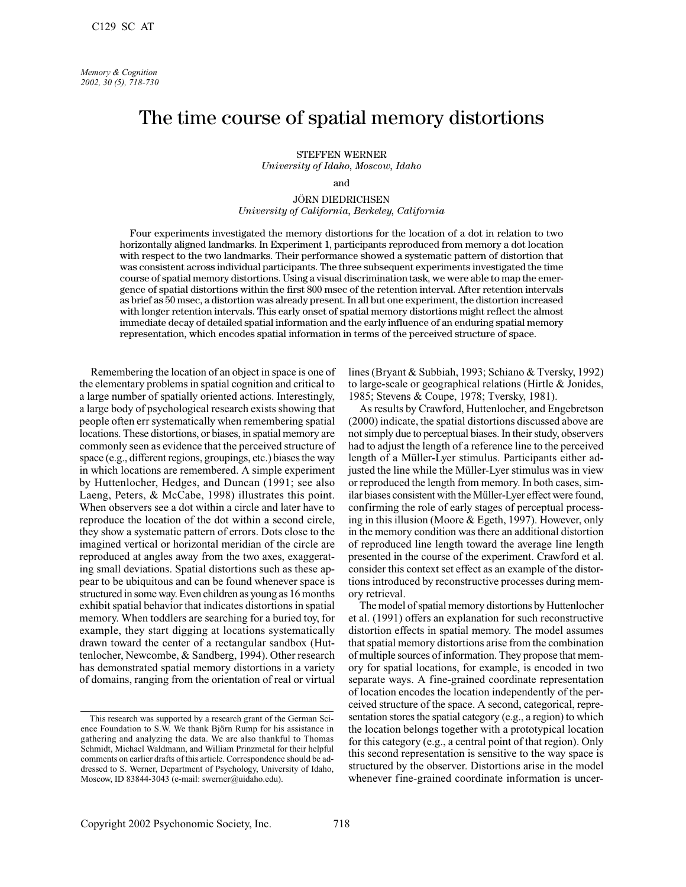# The time course of spatial memory distortions

STEFFEN WERNER
*University of Idaho, Moscow, Idaho*

and

JÖRN DIEDRICHSEN
*University of California, Berkeley, California*

Four experiments investigated the memory distortions for the location of a dot in relation to two horizontally aligned landmarks. In Experiment 1, participants reproduced from memory a dot location with respect to the two landmarks. Their performance showed a systematic pattern of distortion that was consistent across individual participants. The three subsequent experiments investigated the time course of spatial memory distortions. Using a visual discrimination task, we were able to map the emergence of spatial distortions within the first 800 msec of the retention interval. After retention intervals as brief as 50 msec, a distortion was already present. In all but one experiment, the distortion increased with longer retention intervals. This early onset of spatial memory distortions might reflect the almost immediate decay of detailed spatial information and the early influence of an enduring spatial memory representation, which encodes spatial information in terms of the perceived structure of space.

Remembering the location of an object in space is one of the elementary problems in spatial cognition and critical to a large number of spatially oriented actions. Interestingly, a large body of psychological research exists showing that people often err systematically when remembering spatial locations. These distortions, or biases, in spatial memory are commonly seen as evidence that the perceived structure of space (e.g., different regions, groupings, etc.) biases the way in which locations are remembered. A simple experiment by Huttenlocher, Hedges, and Duncan (1991; see also Laeng, Peters, & McCabe, 1998) illustrates this point. When observers see a dot within a circle and later have to reproduce the location of the dot within a second circle, they show a systematic pattern of errors. Dots close to the imagined vertical or horizontal meridian of the circle are reproduced at angles away from the two axes, exaggerating small deviations. Spatial distortions such as these appear to be ubiquitous and can be found whenever space is structured in some way. Even children as young as 16 months exhibit spatial behavior that indicates distortions in spatial memory. When toddlers are searching for a buried toy, for example, they start digging at locations systematically drawn toward the center of a rectangular sandbox (Huttenlocher, Newcombe, & Sandberg, 1994). Other research has demonstrated spatial memory distortions in a variety of domains, ranging from the orientation of real or virtual lines (Bryant & Subbiah, 1993; Schiano & Tversky, 1992) to large-scale or geographical relations (Hirtle & Jonides, 1985; Stevens & Coupe, 1978; Tversky, 1981).

As results by Crawford, Huttenlocher, and Engebretson (2000) indicate, the spatial distortions discussed above are not simply due to perceptual biases. In their study, observers had to adjust the length of a reference line to the perceived length of a Müller-Lyer stimulus. Participants either adjusted the line while the Müller-Lyer stimulus was in view or reproduced the length from memory. In both cases, similar biases consistent with the Müller-Lyer effect were found, confirming the role of early stages of perceptual processing in this illusion (Moore & Egeth, 1997). However, only in the memory condition was there an additional distortion of reproduced line length toward the average line length presented in the course of the experiment. Crawford et al. consider this context set effect as an example of the distortions introduced by reconstructive processes during memory retrieval.

The model of spatial memory distortions by Huttenlocher et al. (1991) offers an explanation for such reconstructive distortion effects in spatial memory. The model assumes that spatial memory distortions arise from the combination of multiple sources of information. They propose that memory for spatial locations, for example, is encoded in two separate ways. A fine-grained coordinate representation of location encodes the location independently of the perceived structure of the space. A second, categorical, representation stores the spatial category (e.g., a region) to which the location belongs together with a prototypical location for this category (e.g., a central point of that region). Only this second representation is sensitive to the way space is structured by the observer. Distortions arise in the model whenever fine-grained coordinate information is uncer-

---

This research was supported by a research grant of the German Science Foundation to S.W. We thank Björn Rump for his assistance in gathering and analyzing the data. We are also thankful to Thomas Schmidt, Michael Waldmann, and William Prinzmetal for their helpful comments on earlier drafts of this article. Correspondence should be addressed to S. Werner, Department of Psychology, University of Idaho, Moscow, ID 83844-3043 (e-mail: swerner@uidaho.edu).

Copyright 2002 Psychonomic Society, Inc.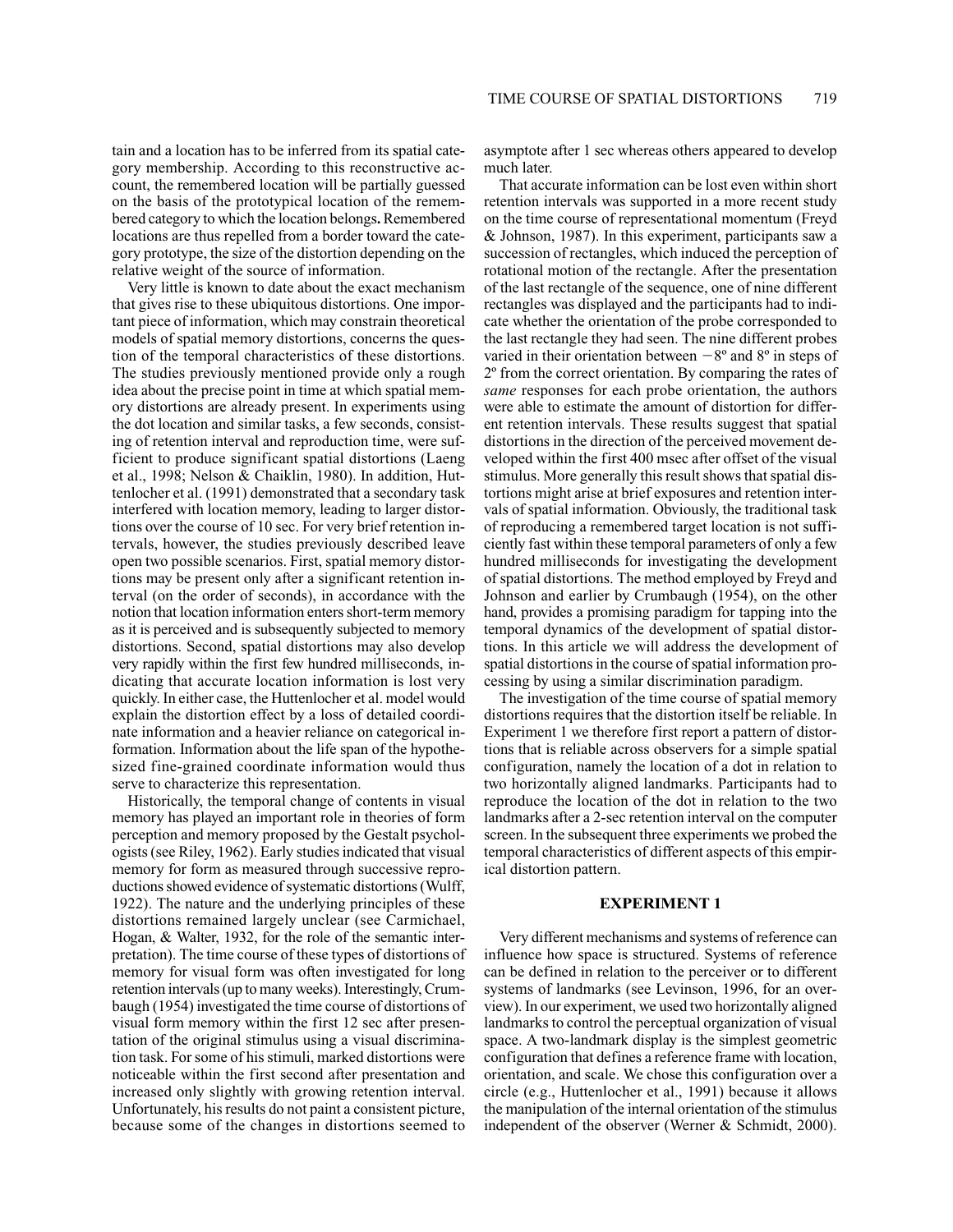tain and a location has to be inferred from its spatial category membership. According to this reconstructive account, the remembered location will be partially guessed on the basis of the prototypical location of the remembered category to which the location belongs. Remembered locations are thus repelled from a border toward the category prototype, the size of the distortion depending on the relative weight of the source of information.

Very little is known to date about the exact mechanism that gives rise to these ubiquitous distortions. One important piece of information, which may constrain theoretical models of spatial memory distortions, concerns the question of the temporal characteristics of these distortions. The studies previously mentioned provide only a rough idea about the precise point in time at which spatial memory distortions are already present. In experiments using the dot location and similar tasks, a few seconds, consisting of retention interval and reproduction time, were sufficient to produce significant spatial distortions (Laeng et al., 1998; Nelson & Chaiklin, 1980). In addition, Huttenlocher et al. (1991) demonstrated that a secondary task interfered with location memory, leading to larger distortions over the course of 10 sec. For very brief retention intervals, however, the studies previously described leave open two possible scenarios. First, spatial memory distortions may be present only after a significant retention interval (on the order of seconds), in accordance with the notion that location information enters short-term memory as it is perceived and is subsequently subjected to memory distortions. Second, spatial distortions may also develop very rapidly within the first few hundred milliseconds, indicating that accurate location information is lost very quickly. In either case, the Huttenlocher et al. model would explain the distortion effect by a loss of detailed coordinate information and a heavier reliance on categorical information. Information about the life span of the hypothesized fine-grained coordinate information would thus serve to characterize this representation.

Historically, the temporal change of contents in visual memory has played an important role in theories of form perception and memory proposed by the Gestalt psychologists (see Riley, 1962). Early studies indicated that visual memory for form as measured through successive reproductions showed evidence of systematic distortions (Wulff, 1922). The nature and the underlying principles of these distortions remained largely unclear (see Carmichael, Hogan, & Walter, 1932, for the role of the semantic interpretation). The time course of these types of distortions of memory for visual form was often investigated for long retention intervals (up to many weeks). Interestingly, Crumbaugh (1954) investigated the time course of distortions of visual form memory within the first 12 sec after presentation of the original stimulus using a visual discrimination task. For some of his stimuli, marked distortions were noticeable within the first second after presentation and increased only slightly with growing retention interval. Unfortunately, his results do not paint a consistent picture, because some of the changes in distortions seemed to asymptote after 1 sec whereas others appeared to develop much later.

That accurate information can be lost even within short retention intervals was supported in a more recent study on the time course of representational momentum (Freyd & Johnson, 1987). In this experiment, participants saw a succession of rectangles, which induced the perception of rotational motion of the rectangle. After the presentation of the last rectangle of the sequence, one of nine different rectangles was displayed and the participants had to indicate whether the orientation of the probe corresponded to the last rectangle they had seen. The nine different probes varied in their orientation between $-8°$ and $8°$ in steps of $2°$ from the correct orientation. By comparing the rates of *same* responses for each probe orientation, the authors were able to estimate the amount of distortion for different retention intervals. These results suggest that spatial distortions in the direction of the perceived movement developed within the first 400 msec after offset of the visual stimulus. More generally this result shows that spatial distortions might arise at brief exposures and retention intervals of spatial information. Obviously, the traditional task of reproducing a remembered target location is not sufficiently fast within these temporal parameters of only a few hundred milliseconds for investigating the development of spatial distortions. The method employed by Freyd and Johnson and earlier by Crumbaugh (1954), on the other hand, provides a promising paradigm for tapping into the temporal dynamics of the development of spatial distortions. In this article we will address the development of spatial distortions in the course of spatial information processing by using a similar discrimination paradigm.

The investigation of the time course of spatial memory distortions requires that the distortion itself be reliable. In Experiment 1 we therefore first report a pattern of distortions that is reliable across observers for a simple spatial configuration, namely the location of a dot in relation to two horizontally aligned landmarks. Participants had to reproduce the location of the dot in relation to the two landmarks after a 2-sec retention interval on the computer screen. In the subsequent three experiments we probed the temporal characteristics of different aspects of this empirical distortion pattern.

## EXPERIMENT 1

Very different mechanisms and systems of reference can influence how space is structured. Systems of reference can be defined in relation to the perceiver or to different systems of landmarks (see Levinson, 1996, for an overview). In our experiment, we used two horizontally aligned landmarks to control the perceptual organization of visual space. A two-landmark display is the simplest geometric configuration that defines a reference frame with location, orientation, and scale. We chose this configuration over a circle (e.g., Huttenlocher et al., 1991) because it allows the manipulation of the internal orientation of the stimulus independent of the observer (Werner & Schmidt, 2000).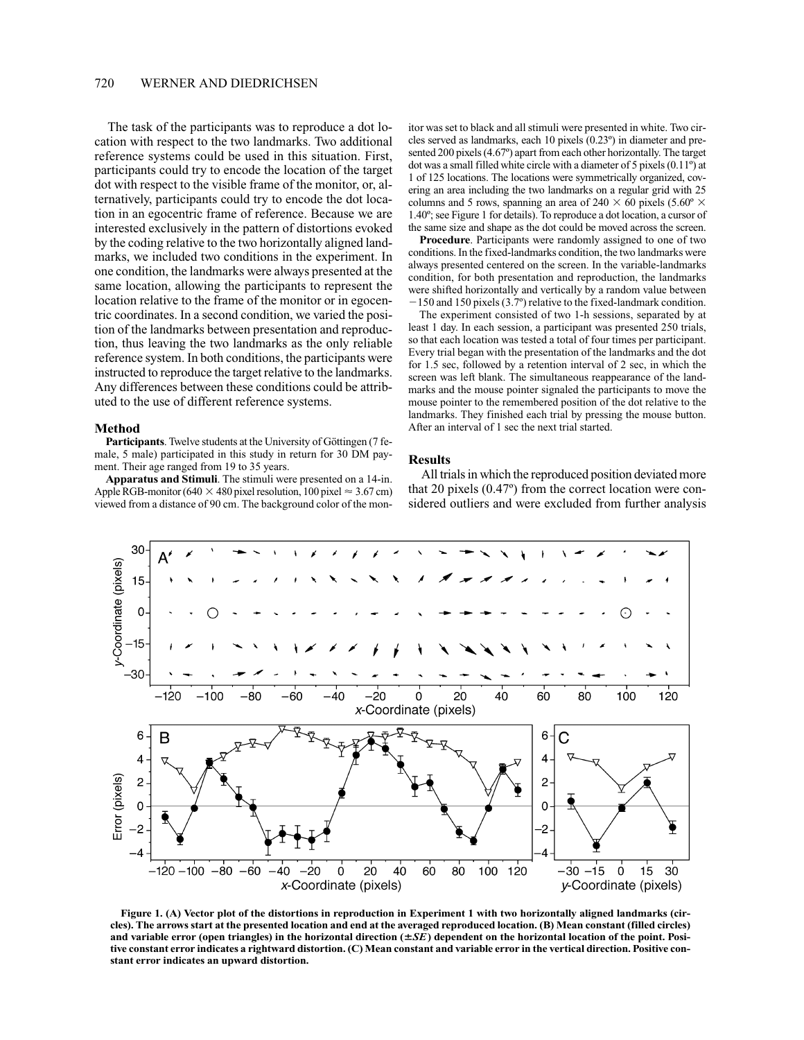The task of the participants was to reproduce a dot location with respect to the two landmarks. Two additional reference systems could be used in this situation. First, participants could try to encode the location of the target dot with respect to the visible frame of the monitor, or, alternatively, participants could try to encode the dot location in an egocentric frame of reference. Because we are interested exclusively in the pattern of distortions evoked by the coding relative to the two horizontally aligned landmarks, we included two conditions in the experiment. In one condition, the landmarks were always presented at the same location, allowing the participants to represent the location relative to the frame of the monitor or in egocentric coordinates. In a second condition, we varied the position of the landmarks between presentation and reproduction, thus leaving the two landmarks as the only reliable reference system. In both conditions, the participants were instructed to reproduce the target relative to the landmarks. Any differences between these conditions could be attributed to the use of different reference systems.

### Method

**Participants**. Twelve students at the University of Göttingen (7 female, 5 male) participated in this study in return for 30 DM payment. Their age ranged from 19 to 35 years.

**Apparatus and Stimuli**. The stimuli were presented on a 14-in. Apple RGB-monitor (640 × 480 pixel resolution, 100 pixel ≈ 3.67 cm) viewed from a distance of 90 cm. The background color of the monitor was set to black and all stimuli were presented in white. Two circles served as landmarks, each 10 pixels (0.23º) in diameter and presented 200 pixels (4.67º) apart from each other horizontally. The target dot was a small filled white circle with a diameter of 5 pixels (0.11º) at 1 of 125 locations. The locations were symmetrically organized, covering an area including the two landmarks on a regular grid with 25 columns and 5 rows, spanning an area of 240 × 60 pixels (5.60º × 1.40º; see Figure 1 for details). To reproduce a dot location, a cursor of the same size and shape as the dot could be moved across the screen.

**Procedure**. Participants were randomly assigned to one of two conditions. In the fixed-landmarks condition, the two landmarks were always presented centered on the screen. In the variable-landmarks condition, for both presentation and reproduction, the landmarks were shifted horizontally and vertically by a random value between −150 and 150 pixels (3.7º) relative to the fixed-landmark condition.

The experiment consisted of two 1-h sessions, separated by at least 1 day. In each session, a participant was presented 250 trials, so that each location was tested a total of four times per participant. Every trial began with the presentation of the landmarks and the dot for 1.5 sec, followed by a retention interval of 2 sec, in which the screen was left blank. The simultaneous reappearance of the landmarks and the mouse pointer signaled the participants to move the mouse pointer to the remembered position of the dot relative to the landmarks. They finished each trial by pressing the mouse button. After an interval of 1 sec the next trial started.

### Results

All trials in which the reproduced position deviated more that 20 pixels (0.47º) from the correct location were considered outliers and were excluded from further analysis

**Figure 1. (A) Vector plot of the distortions in reproduction in Experiment 1 with two horizontally aligned landmarks (circles). The arrows start at the presented location and end at the averaged reproduced location. (B) Mean constant (filled circles) and variable error (open triangles) in the horizontal direction (±*SE*) dependent on the horizontal location of the point. Positive constant error indicates a rightward distortion. (C) Mean constant and variable error in the vertical direction. Positive constant error indicates an upward distortion.**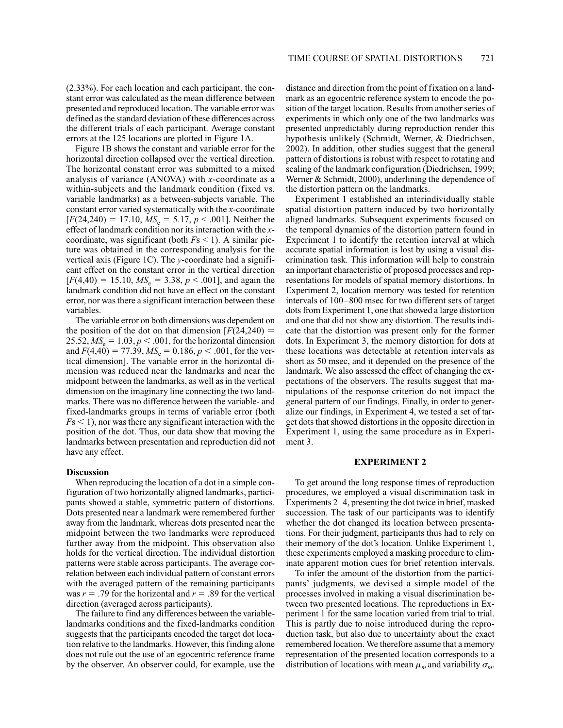(2.33%). For each location and each participant, the constant error was calculated as the mean difference between presented and reproduced location. The variable error was defined as the standard deviation of these differences across the different trials of each participant. Average constant errors at the 125 locations are plotted in Figure 1A.

Figure 1B shows the constant and variable error for the horizontal direction collapsed over the vertical direction. The horizontal constant error was submitted to a mixed analysis of variance (ANOVA) with *x*-coordinate as a within-subjects and the landmark condition (fixed vs. variable landmarks) as a between-subjects variable. The constant error varied systematically with the *x*-coordinate [$F(24,240) = 17.10$, $MS_e = 5.17$, $p < .001$]. Neither the effect of landmark condition nor its interaction with the *x*-coordinate, was significant (both $F$s $< 1$). A similar picture was obtained in the corresponding analysis for the vertical axis (Figure 1C). The *y*-coordinate had a significant effect on the constant error in the vertical direction [$F(4,40) = 15.10$, $MS_e = 3.38$, $p < .001$], and again the landmark condition did not have an effect on the constant error, nor was there a significant interaction between these variables.

The variable error on both dimensions was dependent on the position of the dot on that dimension [$F(24,240) = 25.52$, $MS_e = 1.03$, $p < .001$, for the horizontal dimension and $F(4,40) = 77.39$, $MS_e = 0.186$, $p < .001$, for the vertical dimension]. The variable error in the horizontal dimension was reduced near the landmarks and near the midpoint between the landmarks, as well as in the vertical dimension on the imaginary line connecting the two landmarks. There was no difference between the variable- and fixed-landmarks groups in terms of variable error (both $F$s $< 1$), nor was there any significant interaction with the position of the dot. Thus, our data show that moving the landmarks between presentation and reproduction did not have any effect.

### Discussion

When reproducing the location of a dot in a simple configuration of two horizontally aligned landmarks, participants showed a stable, symmetric pattern of distortions. Dots presented near a landmark were remembered further away from the landmark, whereas dots presented near the midpoint between the two landmarks were reproduced further away from the midpoint. This observation also holds for the vertical direction. The individual distortion patterns were stable across participants. The average correlation between each individual pattern of constant errors with the averaged pattern of the remaining participants was $r = .79$ for the horizontal and $r = .89$ for the vertical direction (averaged across participants).

The failure to find any differences between the variable-landmarks conditions and the fixed-landmarks condition suggests that the participants encoded the target dot location relative to the landmarks. However, this finding alone does not rule out the use of an egocentric reference frame by the observer. An observer could, for example, use the distance and direction from the point of fixation on a landmark as an egocentric reference system to encode the position of the target location. Results from another series of experiments in which only one of the two landmarks was presented unpredictably during reproduction render this hypothesis unlikely (Schmidt, Werner, & Diedrichsen, 2002). In addition, other studies suggest that the general pattern of distortions is robust with respect to rotating and scaling of the landmark configuration (Diedrichsen, 1999; Werner & Schmidt, 2000), underlining the dependence of the distortion pattern on the landmarks.

Experiment 1 established an interindividually stable spatial distortion pattern induced by two horizontally aligned landmarks. Subsequent experiments focused on the temporal dynamics of the distortion pattern found in Experiment 1 to identify the retention interval at which accurate spatial information is lost by using a visual discrimination task. This information will help to constrain an important characteristic of proposed processes and representations for models of spatial memory distortions. In Experiment 2, location memory was tested for retention intervals of 100–800 msec for two different sets of target dots from Experiment 1, one that showed a large distortion and one that did not show any distortion. The results indicate that the distortion was present only for the former dots. In Experiment 3, the memory distortion for dots at these locations was detectable at retention intervals as short as 50 msec, and it depended on the presence of the landmark. We also assessed the effect of changing the expectations of the observers. The results suggest that manipulations of the response criterion do not impact the general pattern of our findings. Finally, in order to generalize our findings, in Experiment 4, we tested a set of target dots that showed distortions in the opposite direction in Experiment 1, using the same procedure as in Experiment 3.

## EXPERIMENT 2

To get around the long response times of reproduction procedures, we employed a visual discrimination task in Experiments 2–4, presenting the dot twice in brief, masked succession. The task of our participants was to identify whether the dot changed its location between presentations. For their judgment, participants thus had to rely on their memory of the dot's location. Unlike Experiment 1, these experiments employed a masking procedure to eliminate apparent motion cues for brief retention intervals.

To infer the amount of the distortion from the participants' judgments, we devised a simple model of the processes involved in making a visual discrimination between two presented locations. The reproductions in Experiment 1 for the same location varied from trial to trial. This is partly due to noise introduced during the reproduction task, but also due to uncertainty about the exact remembered location. We therefore assume that a memory representation of the presented location corresponds to a distribution of locations with mean $\mu_m$ and variability $\sigma_m$.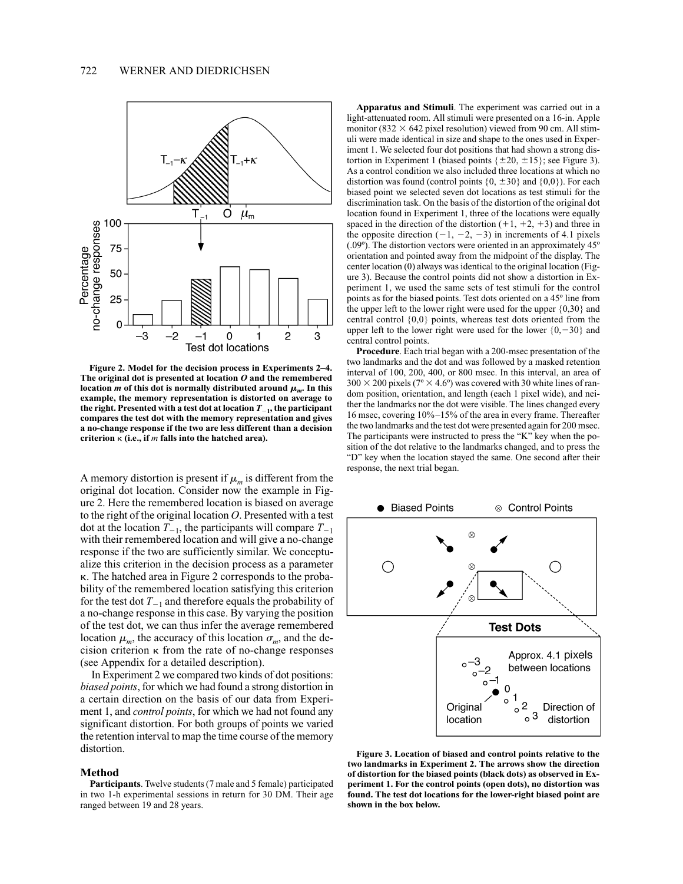Figure 2. Model for the decision process in Experiments 2–4. The original dot is presented at location *O* and the remembered location *m* of this dot is normally distributed around $\mu_m$. In this example, the memory representation is distorted on average to the right. Presented with a test dot at location $T_{-1}$, the participant compares the test dot with the memory representation and gives a no-change response if the two are less different than a decision criterion κ (i.e., if *m* falls into the hatched area).

A memory distortion is present if $\mu_m$ is different from the original dot location. Consider now the example in Figure 2. Here the remembered location is biased on average to the right of the original location *O*. Presented with a test dot at the location $T_{-1}$, the participants will compare $T_{-1}$ with their remembered location and will give a no-change response if the two are sufficiently similar. We conceptualize this criterion in the decision process as a parameter κ. The hatched area in Figure 2 corresponds to the probability of the remembered location satisfying this criterion for the test dot $T_{-1}$ and therefore equals the probability of a no-change response in this case. By varying the position of the test dot, we can thus infer the average remembered location $\mu_m$, the accuracy of this location $\sigma_m$, and the decision criterion κ from the rate of no-change responses (see Appendix for a detailed description).

In Experiment 2 we compared two kinds of dot positions: *biased points*, for which we had found a strong distortion in a certain direction on the basis of our data from Experiment 1, and *control points*, for which we had not found any significant distortion. For both groups of points we varied the retention interval to map the time course of the memory distortion.

## Method

**Participants**. Twelve students (7 male and 5 female) participated in two 1-h experimental sessions in return for 30 DM. Their age ranged between 19 and 28 years.

**Apparatus and Stimuli**. The experiment was carried out in a light-attenuated room. All stimuli were presented on a 16-in. Apple monitor (832 × 642 pixel resolution) viewed from 90 cm. All stimuli were made identical in size and shape to the ones used in Experiment 1. We selected four dot positions that had shown a strong distortion in Experiment 1 (biased points {±20, ±15}; see Figure 3). As a control condition we also included three locations at which no distortion was found (control points {0, ±30} and {0,0}). For each biased point we selected seven dot locations as test stimuli for the discrimination task. On the basis of the distortion of the original dot location found in Experiment 1, three of the locations were equally spaced in the direction of the distortion (+1, +2, +3) and three in the opposite direction (−1, −2, −3) in increments of 4.1 pixels (.09º). The distortion vectors were oriented in an approximately 45º orientation and pointed away from the midpoint of the display. The center location (0) always was identical to the original location (Figure 3). Because the control points did not show a distortion in Experiment 1, we used the same sets of test stimuli for the control points as for the biased points. Test dots oriented on a 45º line from the upper left to the lower right were used for the upper {0,30} and central control {0,0} points, whereas test dots oriented from the upper left to the lower right were used for the lower {0,−30} and central control points.

**Procedure**. Each trial began with a 200-msec presentation of the two landmarks and the dot and was followed by a masked retention interval of 100, 200, 400, or 800 msec. In this interval, an area of 300 × 200 pixels (7º × 4.6º) was covered with 30 white lines of random position, orientation, and length (each 1 pixel wide), and neither the landmarks nor the dot were visible. The lines changed every 16 msec, covering 10%–15% of the area in every frame. Thereafter the two landmarks and the test dot were presented again for 200 msec. The participants were instructed to press the "K" key when the position of the dot relative to the landmarks changed, and to press the "D" key when the location stayed the same. One second after their response, the next trial began.

Figure 3. Location of biased and control points relative to the two landmarks in Experiment 2. The arrows show the direction of distortion for the biased points (black dots) as observed in Experiment 1. For the control points (open dots), no distortion was found. The test dot locations for the lower-right biased point are shown in the box below.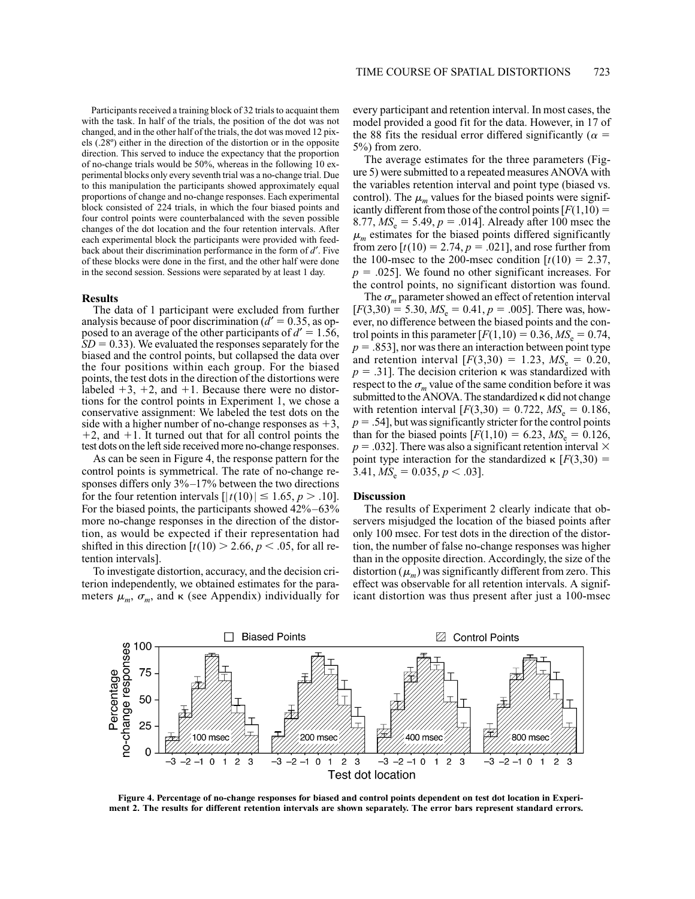Participants received a training block of 32 trials to acquaint them with the task. In half of the trials, the position of the dot was not changed, and in the other half of the trials, the dot was moved 12 pixels (.28º) either in the direction of the distortion or in the opposite direction. This served to induce the expectancy that the proportion of no-change trials would be 50%, whereas in the following 10 experimental blocks only every seventh trial was a no-change trial. Due to this manipulation the participants showed approximately equal proportions of change and no-change responses. Each experimental block consisted of 224 trials, in which the four biased points and four control points were counterbalanced with the seven possible changes of the dot location and the four retention intervals. After each experimental block the participants were provided with feedback about their discrimination performance in the form of $d'$. Five of these blocks were done in the first, and the other half were done in the second session. Sessions were separated by at least 1 day.

### Results

The data of 1 participant were excluded from further analysis because of poor discrimination ($d' = 0.35$, as opposed to an average of the other participants of $d' = 1.56$, $SD = 0.33$). We evaluated the responses separately for the biased and the control points, but collapsed the data over the four positions within each group. For the biased points, the test dots in the direction of the distortions were labeled +3, +2, and +1. Because there were no distortions for the control points in Experiment 1, we chose a conservative assignment: We labeled the test dots on the side with a higher number of no-change responses as +3, +2, and +1. It turned out that for all control points the test dots on the left side received more no-change responses.

As can be seen in Figure 4, the response pattern for the control points is symmetrical. The rate of no-change responses differs only 3%–17% between the two directions for the four retention intervals [$|t(10)| \leq 1.65$, $p > .10$]. For the biased points, the participants showed 42%–63% more no-change responses in the direction of the distortion, as would be expected if their representation had shifted in this direction [$t(10) > 2.66$, $p < .05$, for all retention intervals].

To investigate distortion, accuracy, and the decision criterion independently, we obtained estimates for the parameters $\mu_m$, $\sigma_m$, and $\kappa$ (see Appendix) individually for every participant and retention interval. In most cases, the model provided a good fit for the data. However, in 17 of the 88 fits the residual error differed significantly ($\alpha$ = 5%) from zero.

The average estimates for the three parameters (Figure 5) were submitted to a repeated measures ANOVA with the variables retention interval and point type (biased vs. control). The $\mu_m$ values for the biased points were significantly different from those of the control points [$F(1,10) = 8.77$, $MS_e = 5.49$, $p = .014$]. Already after 100 msec the $\mu_m$ estimates for the biased points differed significantly from zero [$t(10) = 2.74$, $p = .021$], and rose further from the 100-msec to the 200-msec condition [$t(10) = 2.37$, $p = .025$]. We found no other significant increases. For the control points, no significant distortion was found.

The $\sigma_m$ parameter showed an effect of retention interval [$F(3,30) = 5.30$, $MS_e = 0.41$, $p = .005$]. There was, however, no difference between the biased points and the control points in this parameter [$F(1,10) = 0.36$, $MS_e = 0.74$, $p = .853$], nor was there an interaction between point type and retention interval [$F(3,30) = 1.23$, $MS_e = 0.20$, $p = .31$]. The decision criterion $\kappa$ was standardized with respect to the $\sigma_m$ value of the same condition before it was submitted to the ANOVA. The standardized $\kappa$ did not change with retention interval [$F(3,30) = 0.722$, $MS_e = 0.186$, $p = .54$], but was significantly stricter for the control points than for the biased points [$F(1,10) = 6.23$, $MS_e = 0.126$, $p = .032$]. There was also a significant retention interval × point type interaction for the standardized $\kappa$ [$F(3,30) = 3.41$, $MS_e = 0.035$, $p < .03$].

### Discussion

The results of Experiment 2 clearly indicate that observers misjudged the location of the biased points after only 100 msec. For test dots in the direction of the distortion, the number of false no-change responses was higher than in the opposite direction. Accordingly, the size of the distortion ($\mu_m$) was significantly different from zero. This effect was observable for all retention intervals. A significant distortion was thus present after just a 100-msec

**Figure 4. Percentage of no-change responses for biased and control points dependent on test dot location in Experiment 2. The results for different retention intervals are shown separately. The error bars represent standard errors.**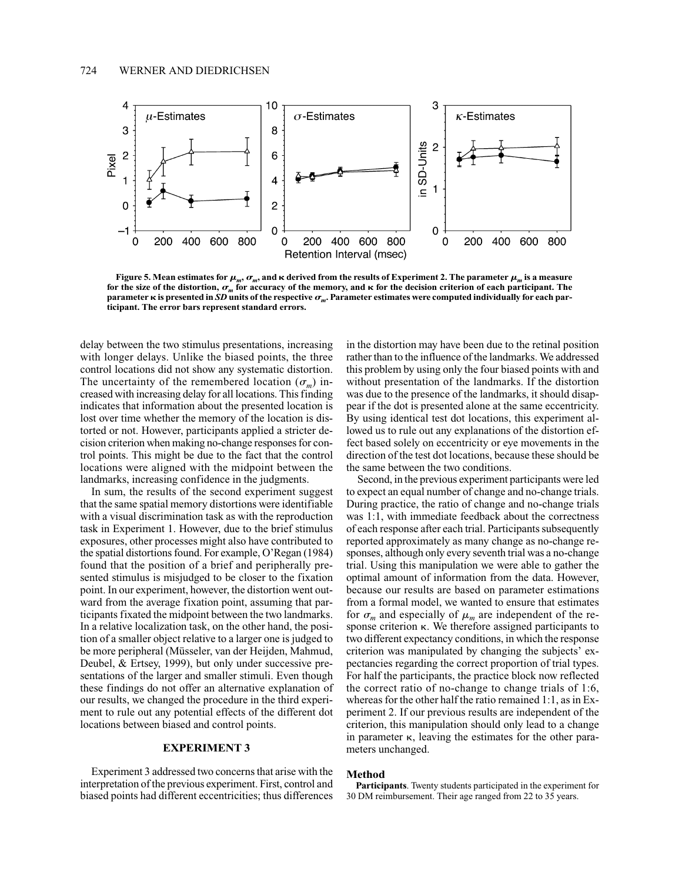Figure 5. Mean estimates for $\mu_m$, $\sigma_m$, and $\kappa$ derived from the results of Experiment 2. The parameter $\mu_m$ is a measure for the size of the distortion, $\sigma_m$ for accuracy of the memory, and $\kappa$ for the decision criterion of each participant. The parameter $\kappa$ is presented in *SD* units of the respective $\sigma_m$. Parameter estimates were computed individually for each participant. The error bars represent standard errors.

delay between the two stimulus presentations, increasing with longer delays. Unlike the biased points, the three control locations did not show any systematic distortion. The uncertainty of the remembered location ($\sigma_m$) increased with increasing delay for all locations. This finding indicates that information about the presented location is lost over time whether the memory of the location is distorted or not. However, participants applied a stricter decision criterion when making no-change responses for control points. This might be due to the fact that the control locations were aligned with the midpoint between the landmarks, increasing confidence in the judgments.

In sum, the results of the second experiment suggest that the same spatial memory distortions were identifiable with a visual discrimination task as with the reproduction task in Experiment 1. However, due to the brief stimulus exposures, other processes might also have contributed to the spatial distortions found. For example, O'Regan (1984) found that the position of a brief and peripherally presented stimulus is misjudged to be closer to the fixation point. In our experiment, however, the distortion went outward from the average fixation point, assuming that participants fixated the midpoint between the two landmarks. In a relative localization task, on the other hand, the position of a smaller object relative to a larger one is judged to be more peripheral (Müsseler, van der Heijden, Mahmud, Deubel, & Ertsey, 1999), but only under successive presentations of the larger and smaller stimuli. Even though these findings do not offer an alternative explanation of our results, we changed the procedure in the third experiment to rule out any potential effects of the different dot locations between biased and control points.

## EXPERIMENT 3

Experiment 3 addressed two concerns that arise with the interpretation of the previous experiment. First, control and biased points had different eccentricities; thus differences in the distortion may have been due to the retinal position rather than to the influence of the landmarks. We addressed this problem by using only the four biased points with and without presentation of the landmarks. If the distortion was due to the presence of the landmarks, it should disappear if the dot is presented alone at the same eccentricity. By using identical test dot locations, this experiment allowed us to rule out any explanations of the distortion effect based solely on eccentricity or eye movements in the direction of the test dot locations, because these should be the same between the two conditions.

Second, in the previous experiment participants were led to expect an equal number of change and no-change trials. During practice, the ratio of change and no-change trials was 1:1, with immediate feedback about the correctness of each response after each trial. Participants subsequently reported approximately as many change as no-change responses, although only every seventh trial was a no-change trial. Using this manipulation we were able to gather the optimal amount of information from the data. However, because our results are based on parameter estimations from a formal model, we wanted to ensure that estimates for $\sigma_m$ and especially of $\mu_m$ are independent of the response criterion $\kappa$. We therefore assigned participants to two different expectancy conditions, in which the response criterion was manipulated by changing the subjects' expectancies regarding the correct proportion of trial types. For half the participants, the practice block now reflected the correct ratio of no-change to change trials of 1:6, whereas for the other half the ratio remained 1:1, as in Experiment 2. If our previous results are independent of the criterion, this manipulation should only lead to a change in parameter $\kappa$, leaving the estimates for the other parameters unchanged.

### Method

**Participants**. Twenty students participated in the experiment for 30 DM reimbursement. Their age ranged from 22 to 35 years.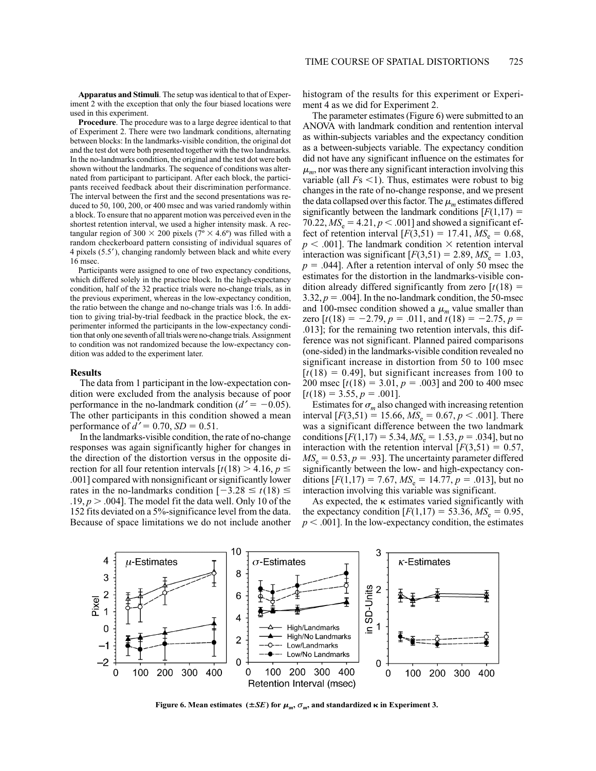**Apparatus and Stimuli**. The setup was identical to that of Experiment 2 with the exception that only the four biased locations were used in this experiment.

**Procedure**. The procedure was to a large degree identical to that of Experiment 2. There were two landmark conditions, alternating between blocks: In the landmarks-visible condition, the original dot and the test dot were both presented together with the two landmarks. In the no-landmarks condition, the original and the test dot were both shown without the landmarks. The sequence of conditions was alternated from participant to participant. After each block, the participants received feedback about their discrimination performance. The interval between the first and the second presentations was reduced to 50, 100, 200, or 400 msec and was varied randomly within a block. To ensure that no apparent motion was perceived even in the shortest retention interval, we used a higher intensity mask. A rectangular region of 300 × 200 pixels (7º × 4.6º) was filled with a random checkerboard pattern consisting of individual squares of 4 pixels (5.5′), changing randomly between black and white every 16 msec.

Participants were assigned to one of two expectancy conditions, which differed solely in the practice block. In the high-expectancy condition, half of the 32 practice trials were no-change trials, as in the previous experiment, whereas in the low-expectancy condition, the ratio between the change and no-change trials was 1:6. In addition to giving trial-by-trial feedback in the practice block, the experimenter informed the participants in the low-expectancy condition that only one seventh of all trials were no-change trials. Assignment to condition was not randomized because the low-expectancy condition was added to the experiment later.

## Results

The data from 1 participant in the low-expectation condition were excluded from the analysis because of poor performance in the no-landmark condition ($d' = -0.05$). The other participants in this condition showed a mean performance of $d' = 0.70$, $SD = 0.51$.

In the landmarks-visible condition, the rate of no-change responses was again significantly higher for changes in the direction of the distortion versus in the opposite direction for all four retention intervals [$t(18) > 4.16$, $p \leq .001$] compared with nonsignificant or significantly lower rates in the no-landmarks condition [$-3.28 \leq t(18) \leq .19$, $p > .004$]. The model fit the data well. Only 10 of the 152 fits deviated on a 5%-significance level from the data. Because of space limitations we do not include another histogram of the results for this experiment or Experiment 4 as we did for Experiment 2.

The parameter estimates (Figure 6) were submitted to an ANOVA with landmark condition and rentention interval as within-subjects variables and the expectancy condition as a between-subjects variable. The expectancy condition did not have any significant influence on the estimates for $\mu_m$, nor was there any significant interaction involving this variable (all $F$s <1). Thus, estimates were robust to big changes in the rate of no-change response, and we present the data collapsed over this factor. The $\mu_m$ estimates differed significantly between the landmark conditions [$F(1,17) = 70.22$, $MS_e = 4.21$, $p < .001$] and showed a significant effect of retention interval [$F(3,51) = 17.41$, $MS_e = 0.68$, $p < .001$]. The landmark condition × retention interval interaction was significant [$F(3,51) = 2.89$, $MS_e = 1.03$, $p = .044$]. After a retention interval of only 50 msec the estimates for the distortion in the landmarks-visible condition already differed significantly from zero [$t(18) = 3.32$, $p = .004$]. In the no-landmark condition, the 50-msec and 100-msec condition showed a $\mu_m$ value smaller than zero [$t(18) = -2.79$, $p = .011$, and $t(18) = -2.75$, $p = .013$]; for the remaining two retention intervals, this difference was not significant. Planned paired comparisons (one-sided) in the landmarks-visible condition revealed no significant increase in distortion from 50 to 100 msec [$t(18) = 0.49$], but significant increases from 100 to 200 msec [$t(18) = 3.01$, $p = .003$] and 200 to 400 msec [$t(18) = 3.55$, $p = .001$].

Estimates for $\sigma_m$ also changed with increasing retention interval [$F(3,51) = 15.66$, $MS_e = 0.67$, $p < .001$]. There was a significant difference between the two landmark conditions [$F(1,17) = 5.34$, $MS_e = 1.53$, $p = .034$], but no interaction with the retention interval [$F(3,51) = 0.57$, $MS_e = 0.53$, $p = .93$]. The uncertainty parameter differed significantly between the low- and high-expectancy conditions [$F(1,17) = 7.67$, $MS_e = 14.77$, $p = .013$], but no interaction involving this variable was significant.

As expected, the κ estimates varied significantly with the expectancy condition [$F(1,17) = 53.36$, $MS_e = 0.95$, $p < .001$]. In the low-expectancy condition, the estimates

**Figure 6. Mean estimates (±$SD$) for $\mu_m$, $\sigma_m$, and standardized κ in Experiment 3.**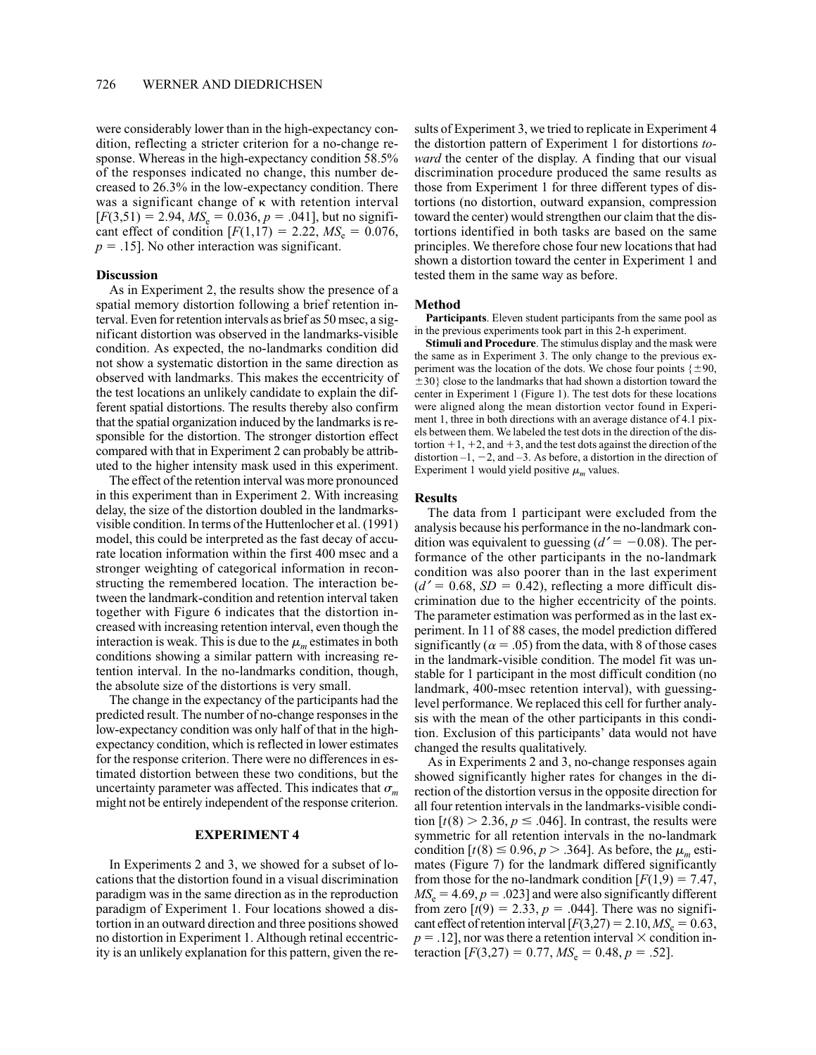were considerably lower than in the high-expectancy condition, reflecting a stricter criterion for a no-change response. Whereas in the high-expectancy condition 58.5% of the responses indicated no change, this number decreased to 26.3% in the low-expectancy condition. There was a significant change of $\kappa$ with retention interval [$F(3,51) = 2.94$, $MS_e = 0.036$, $p = .041$], but no significant effect of condition [$F(1,17) = 2.22$, $MS_e = 0.076$, $p = .15$]. No other interaction was significant.

### Discussion

As in Experiment 2, the results show the presence of a spatial memory distortion following a brief retention interval. Even for retention intervals as brief as 50 msec, a significant distortion was observed in the landmarks-visible condition. As expected, the no-landmarks condition did not show a systematic distortion in the same direction as observed with landmarks. This makes the eccentricity of the test locations an unlikely candidate to explain the different spatial distortions. The results thereby also confirm that the spatial organization induced by the landmarks is responsible for the distortion. The stronger distortion effect compared with that in Experiment 2 can probably be attributed to the higher intensity mask used in this experiment.

The effect of the retention interval was more pronounced in this experiment than in Experiment 2. With increasing delay, the size of the distortion doubled in the landmarks-visible condition. In terms of the Huttenlocher et al. (1991) model, this could be interpreted as the fast decay of accurate location information within the first 400 msec and a stronger weighting of categorical information in reconstructing the remembered location. The interaction between the landmark-condition and retention interval taken together with Figure 6 indicates that the distortion increased with increasing retention interval, even though the interaction is weak. This is due to the $\mu_m$ estimates in both conditions showing a similar pattern with increasing retention interval. In the no-landmarks condition, though, the absolute size of the distortions is very small.

The change in the expectancy of the participants had the predicted result. The number of no-change responses in the low-expectancy condition was only half of that in the high-expectancy condition, which is reflected in lower estimates for the response criterion. There were no differences in estimated distortion between these two conditions, but the uncertainty parameter was affected. This indicates that $\sigma_m$ might not be entirely independent of the response criterion.

## EXPERIMENT 4

In Experiments 2 and 3, we showed for a subset of locations that the distortion found in a visual discrimination paradigm was in the same direction as in the reproduction paradigm of Experiment 1. Four locations showed a distortion in an outward direction and three positions showed no distortion in Experiment 1. Although retinal eccentricity is an unlikely explanation for this pattern, given the results of Experiment 3, we tried to replicate in Experiment 4 the distortion pattern of Experiment 1 for distortions *toward* the center of the display. A finding that our visual discrimination procedure produced the same results as those from Experiment 1 for three different types of distortions (no distortion, outward expansion, compression toward the center) would strengthen our claim that the distortions identified in both tasks are based on the same principles. We therefore chose four new locations that had shown a distortion toward the center in Experiment 1 and tested them in the same way as before.

### Method

**Participants**. Eleven student participants from the same pool as in the previous experiments took part in this 2-h experiment.

**Stimuli and Procedure**. The stimulus display and the mask were the same as in Experiment 3. The only change to the previous experiment was the location of the dots. We chose four points {±90, ±30} close to the landmarks that had shown a distortion toward the center in Experiment 1 (Figure 1). The test dots for these locations were aligned along the mean distortion vector found in Experiment 1, three in both directions with an average distance of 4.1 pixels between them. We labeled the test dots in the direction of the distortion +1, +2, and +3, and the test dots against the direction of the distortion –1, −2, and –3. As before, a distortion in the direction of Experiment 1 would yield positive $\mu_m$ values.

### Results

The data from 1 participant were excluded from the analysis because his performance in the no-landmark condition was equivalent to guessing ($d' = -0.08$). The performance of the other participants in the no-landmark condition was also poorer than in the last experiment ($d' = 0.68$, $SD = 0.42$), reflecting a more difficult discrimination due to the higher eccentricity of the points. The parameter estimation was performed as in the last experiment. In 11 of 88 cases, the model prediction differed significantly ($\alpha = .05$) from the data, with 8 of those cases in the landmark-visible condition. The model fit was unstable for 1 participant in the most difficult condition (no landmark, 400-msec retention interval), with guessing-level performance. We replaced this cell for further analysis with the mean of the other participants in this condition. Exclusion of this participants' data would not have changed the results qualitatively.

As in Experiments 2 and 3, no-change responses again showed significantly higher rates for changes in the direction of the distortion versus in the opposite direction for all four retention intervals in the landmarks-visible condition [$t(8) > 2.36$, $p \leq .046$]. In contrast, the results were symmetric for all retention intervals in the no-landmark condition [$t(8) \leq 0.96$, $p > .364$]. As before, the $\mu_m$ estimates (Figure 7) for the landmark differed significantly from those for the no-landmark condition [$F(1,9) = 7.47$, $MS_e = 4.69$, $p = .023$] and were also significantly different from zero [$t(9) = 2.33$, $p = .044$]. There was no significant effect of retention interval [$F(3,27) = 2.10$, $MS_e = 0.63$, $p = .12$], nor was there a retention interval × condition interaction [$F(3,27) = 0.77$, $MS_e = 0.48$, $p = .52$].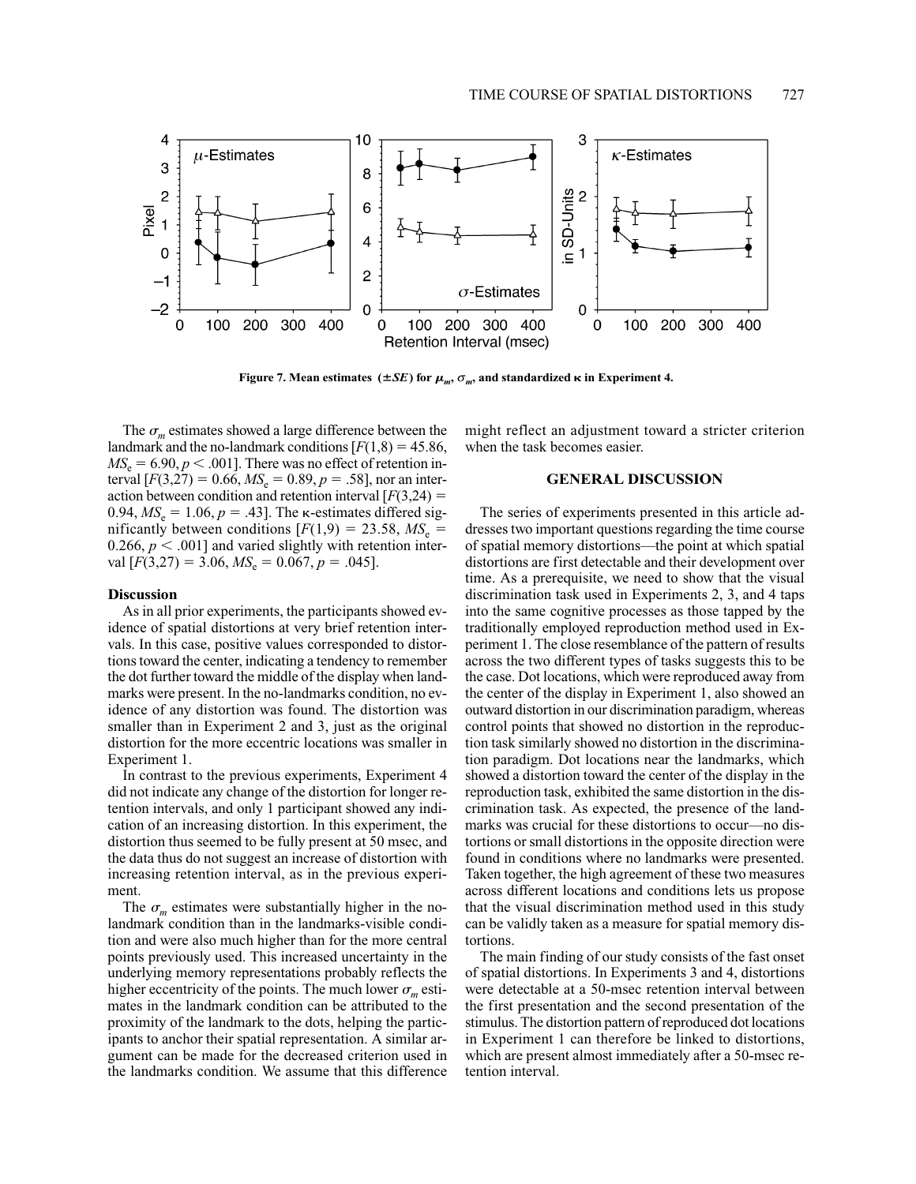μ-Estimates

Pixel

4
3
2
1
0
−1
−2

0 100 200 300 400

10
8
6
4
2
0

σ-Estimates

0 100 200 300 400

Retention Interval (msec)

3
2
1
0

κ-Estimates

in SD-Units

0 100 200 300 400

**Figure 7. Mean estimates (±$SE$) for $\mu_m$, $\sigma_m$, and standardized κ in Experiment 4.**

The $\sigma_m$ estimates showed a large difference between the landmark and the no-landmark conditions [$F(1,8) = 45.86$, $MS_e = 6.90$, $p < .001$]. There was no effect of retention interval [$F(3,27) = 0.66$, $MS_e = 0.89$, $p = .58$], nor an interaction between condition and retention interval [$F(3,24) = 0.94$, $MS_e = 1.06$, $p = .43$]. The κ-estimates differed significantly between conditions [$F(1,9) = 23.58$, $MS_e = 0.266$, $p < .001$] and varied slightly with retention interval [$F(3,27) = 3.06$, $MS_e = 0.067$, $p = .045$].

### Discussion

As in all prior experiments, the participants showed evidence of spatial distortions at very brief retention intervals. In this case, positive values corresponded to distortions toward the center, indicating a tendency to remember the dot further toward the middle of the display when landmarks were present. In the no-landmarks condition, no evidence of any distortion was found. The distortion was smaller than in Experiment 2 and 3, just as the original distortion for the more eccentric locations was smaller in Experiment 1.

In contrast to the previous experiments, Experiment 4 did not indicate any change of the distortion for longer retention intervals, and only 1 participant showed any indication of an increasing distortion. In this experiment, the distortion thus seemed to be fully present at 50 msec, and the data thus do not suggest an increase of distortion with increasing retention interval, as in the previous experiment.

The $\sigma_m$ estimates were substantially higher in the no-landmark condition than in the landmarks-visible condition and were also much higher than for the more central points previously used. This increased uncertainty in the underlying memory representations probably reflects the higher eccentricity of the points. The much lower $\sigma_m$ estimates in the landmark condition can be attributed to the proximity of the landmark to the dots, helping the participants to anchor their spatial representation. A similar argument can be made for the decreased criterion used in the landmarks condition. We assume that this difference might reflect an adjustment toward a stricter criterion when the task becomes easier.

## GENERAL DISCUSSION

The series of experiments presented in this article addresses two important questions regarding the time course of spatial memory distortions—the point at which spatial distortions are first detectable and their development over time. As a prerequisite, we need to show that the visual discrimination task used in Experiments 2, 3, and 4 taps into the same cognitive processes as those tapped by the traditionally employed reproduction method used in Experiment 1. The close resemblance of the pattern of results across the two different types of tasks suggests this to be the case. Dot locations, which were reproduced away from the center of the display in Experiment 1, also showed an outward distortion in our discrimination paradigm, whereas control points that showed no distortion in the reproduction task similarly showed no distortion in the discrimination paradigm. Dot locations near the landmarks, which showed a distortion toward the center of the display in the reproduction task, exhibited the same distortion in the discrimination task. As expected, the presence of the landmarks was crucial for these distortions to occur—no distortions or small distortions in the opposite direction were found in conditions where no landmarks were presented. Taken together, the high agreement of these two measures across different locations and conditions lets us propose that the visual discrimination method used in this study can be validly taken as a measure for spatial memory distortions.

The main finding of our study consists of the fast onset of spatial distortions. In Experiments 3 and 4, distortions were detectable at a 50-msec retention interval between the first presentation and the second presentation of the stimulus. The distortion pattern of reproduced dot locations in Experiment 1 can therefore be linked to distortions, which are present almost immediately after a 50-msec retention interval.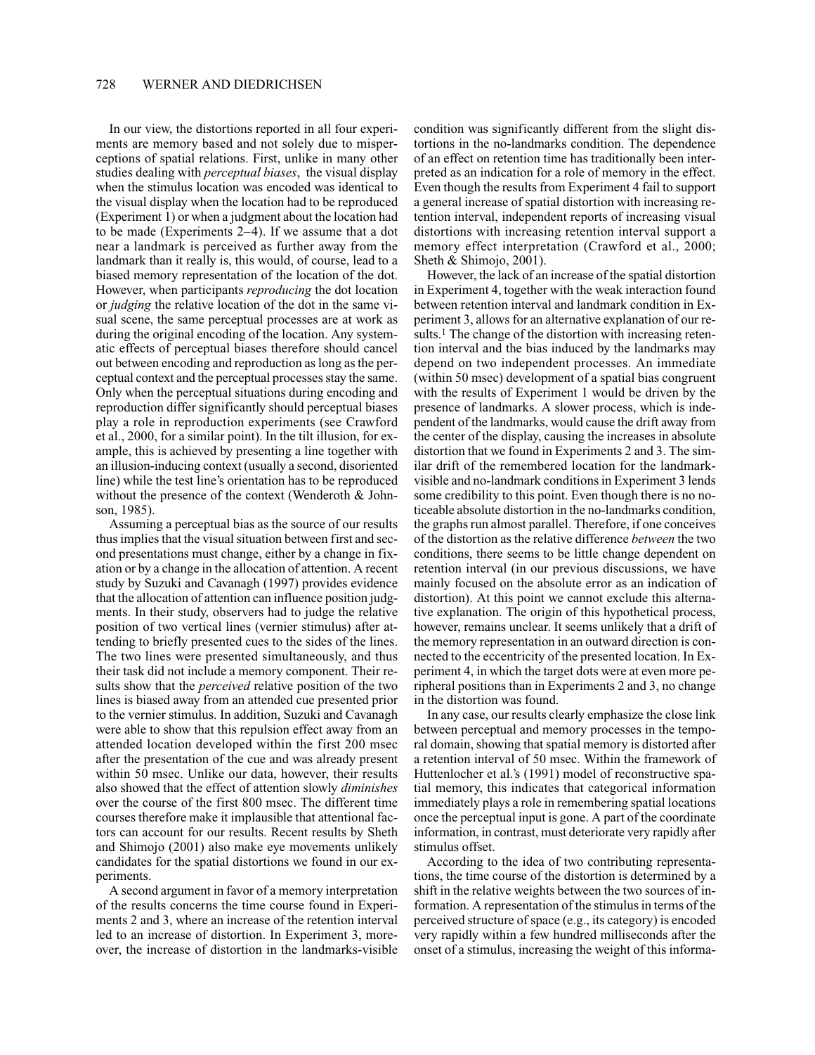In our view, the distortions reported in all four experiments are memory based and not solely due to misperceptions of spatial relations. First, unlike in many other studies dealing with *perceptual biases*, the visual display when the stimulus location was encoded was identical to the visual display when the location had to be reproduced (Experiment 1) or when a judgment about the location had to be made (Experiments 2–4). If we assume that a dot near a landmark is perceived as further away from the landmark than it really is, this would, of course, lead to a biased memory representation of the location of the dot. However, when participants *reproducing* the dot location or *judging* the relative location of the dot in the same visual scene, the same perceptual processes are at work as during the original encoding of the location. Any systematic effects of perceptual biases therefore should cancel out between encoding and reproduction as long as the perceptual context and the perceptual processes stay the same. Only when the perceptual situations during encoding and reproduction differ significantly should perceptual biases play a role in reproduction experiments (see Crawford et al., 2000, for a similar point). In the tilt illusion, for example, this is achieved by presenting a line together with an illusion-inducing context (usually a second, disoriented line) while the test line's orientation has to be reproduced without the presence of the context (Wenderoth & Johnson, 1985).

Assuming a perceptual bias as the source of our results thus implies that the visual situation between first and second presentations must change, either by a change in fixation or by a change in the allocation of attention. A recent study by Suzuki and Cavanagh (1997) provides evidence that the allocation of attention can influence position judgments. In their study, observers had to judge the relative position of two vertical lines (vernier stimulus) after attending to briefly presented cues to the sides of the lines. The two lines were presented simultaneously, and thus their task did not include a memory component. Their results show that the *perceived* relative position of the two lines is biased away from an attended cue presented prior to the vernier stimulus. In addition, Suzuki and Cavanagh were able to show that this repulsion effect away from an attended location developed within the first 200 msec after the presentation of the cue and was already present within 50 msec. Unlike our data, however, their results also showed that the effect of attention slowly *diminishes* over the course of the first 800 msec. The different time courses therefore make it implausible that attentional factors can account for our results. Recent results by Sheth and Shimojo (2001) also make eye movements unlikely candidates for the spatial distortions we found in our experiments.

A second argument in favor of a memory interpretation of the results concerns the time course found in Experiments 2 and 3, where an increase of the retention interval led to an increase of distortion. In Experiment 3, moreover, the increase of distortion in the landmarks-visible condition was significantly different from the slight distortions in the no-landmarks condition. The dependence of an effect on retention time has traditionally been interpreted as an indication for a role of memory in the effect. Even though the results from Experiment 4 fail to support a general increase of spatial distortion with increasing retention interval, independent reports of increasing visual distortions with increasing retention interval support a memory effect interpretation (Crawford et al., 2000; Sheth & Shimojo, 2001).

However, the lack of an increase of the spatial distortion in Experiment 4, together with the weak interaction found between retention interval and landmark condition in Experiment 3, allows for an alternative explanation of our results.[1] The change of the distortion with increasing retention interval and the bias induced by the landmarks may depend on two independent processes. An immediate (within 50 msec) development of a spatial bias congruent with the results of Experiment 1 would be driven by the presence of landmarks. A slower process, which is independent of the landmarks, would cause the drift away from the center of the display, causing the increases in absolute distortion that we found in Experiments 2 and 3. The similar drift of the remembered location for the landmark-visible and no-landmark conditions in Experiment 3 lends some credibility to this point. Even though there is no noticeable absolute distortion in the no-landmarks condition, the graphs run almost parallel. Therefore, if one conceives of the distortion as the relative difference *between* the two conditions, there seems to be little change dependent on retention interval (in our previous discussions, we have mainly focused on the absolute error as an indication of distortion). At this point we cannot exclude this alternative explanation. The origin of this hypothetical process, however, remains unclear. It seems unlikely that a drift of the memory representation in an outward direction is connected to the eccentricity of the presented location. In Experiment 4, in which the target dots were at even more peripheral positions than in Experiments 2 and 3, no change in the distortion was found.

In any case, our results clearly emphasize the close link between perceptual and memory processes in the temporal domain, showing that spatial memory is distorted after a retention interval of 50 msec. Within the framework of Huttenlocher et al.'s (1991) model of reconstructive spatial memory, this indicates that categorical information immediately plays a role in remembering spatial locations once the perceptual input is gone. A part of the coordinate information, in contrast, must deteriorate very rapidly after stimulus offset.

According to the idea of two contributing representations, the time course of the distortion is determined by a shift in the relative weights between the two sources of information. A representation of the stimulus in terms of the perceived structure of space (e.g., its category) is encoded very rapidly within a few hundred milliseconds after the onset of a stimulus, increasing the weight of this informa-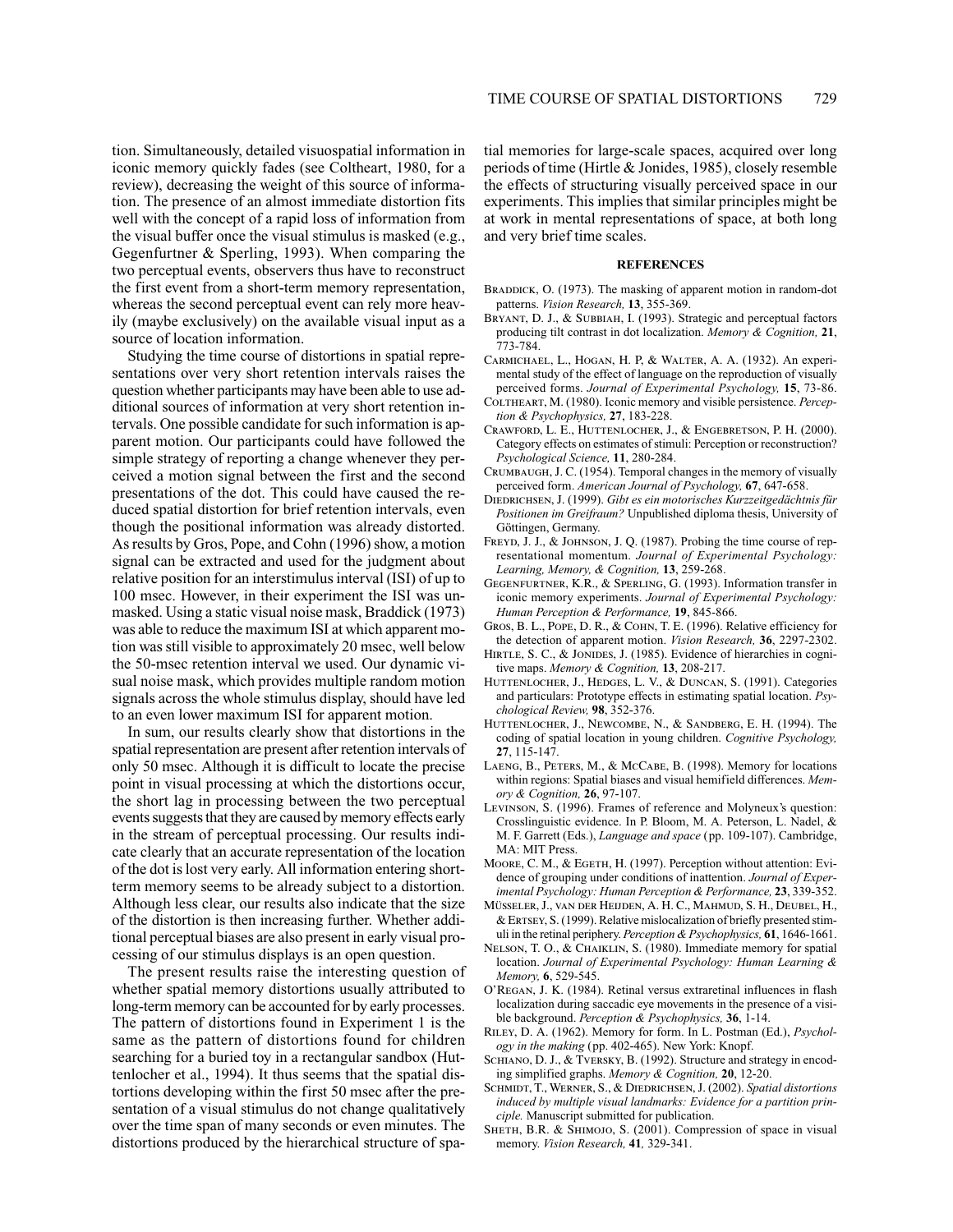tion. Simultaneously, detailed visuospatial information in iconic memory quickly fades (see Coltheart, 1980, for a review), decreasing the weight of this source of information. The presence of an almost immediate distortion fits well with the concept of a rapid loss of information from the visual buffer once the visual stimulus is masked (e.g., Gegenfurtner & Sperling, 1993). When comparing the two perceptual events, observers thus have to reconstruct the first event from a short-term memory representation, whereas the second perceptual event can rely more heavily (maybe exclusively) on the available visual input as a source of location information.

Studying the time course of distortions in spatial representations over very short retention intervals raises the question whether participants may have been able to use additional sources of information at very short retention intervals. One possible candidate for such information is apparent motion. Our participants could have followed the simple strategy of reporting a change whenever they perceived a motion signal between the first and the second presentations of the dot. This could have caused the reduced spatial distortion for brief retention intervals, even though the positional information was already distorted. As results by Gros, Pope, and Cohn (1996) show, a motion signal can be extracted and used for the judgment about relative position for an interstimulus interval (ISI) of up to 100 msec. However, in their experiment the ISI was unmasked. Using a static visual noise mask, Braddick (1973) was able to reduce the maximum ISI at which apparent motion was still visible to approximately 20 msec, well below the 50-msec retention interval we used. Our dynamic visual noise mask, which provides multiple random motion signals across the whole stimulus display, should have led to an even lower maximum ISI for apparent motion.

In sum, our results clearly show that distortions in the spatial representation are present after retention intervals of only 50 msec. Although it is difficult to locate the precise point in visual processing at which the distortions occur, the short lag in processing between the two perceptual events suggests that they are caused by memory effects early in the stream of perceptual processing. Our results indicate clearly that an accurate representation of the location of the dot is lost very early. All information entering short-term memory seems to be already subject to a distortion. Although less clear, our results also indicate that the size of the distortion is then increasing further. Whether additional perceptual biases are also present in early visual processing of our stimulus displays is an open question.

The present results raise the interesting question of whether spatial memory distortions usually attributed to long-term memory can be accounted for by early processes. The pattern of distortions found in Experiment 1 is the same as the pattern of distortions found for children searching for a buried toy in a rectangular sandbox (Huttenlocher et al., 1994). It thus seems that the spatial distortions developing within the first 50 msec after the presentation of a visual stimulus do not change qualitatively over the time span of many seconds or even minutes. The distortions produced by the hierarchical structure of spatial memories for large-scale spaces, acquired over long periods of time (Hirtle & Jonides, 1985), closely resemble the effects of structuring visually perceived space in our experiments. This implies that similar principles might be at work in mental representations of space, at both long and very brief time scales.

## REFERENCES

Braddick, O. (1973). The masking of apparent motion in random-dot patterns. *Vision Research,* **13**, 355-369.

Bryant, D. J., & Subbiah, I. (1993). Strategic and perceptual factors producing tilt contrast in dot localization. *Memory & Cognition,* **21**, 773-784.

Carmichael, L., Hogan, H. P, & Walter, A. A. (1932). An experimental study of the effect of language on the reproduction of visually perceived forms. *Journal of Experimental Psychology,* **15**, 73-86.

Coltheart, M. (1980). Iconic memory and visible persistence. *Perception & Psychophysics,* **27**, 183-228.

Crawford, L. E., Huttenlocher, J., & Engebretson, P. H. (2000). Category effects on estimates of stimuli: Perception or reconstruction? *Psychological Science,* **11**, 280-284.

Crumbaugh, J. C. (1954). Temporal changes in the memory of visually perceived form. *American Journal of Psychology,* **67**, 647-658.

Diedrichsen, J. (1999). *Gibt es ein motorisches Kurzzeitgedächtnis für Positionen im Greifraum?* Unpublished diploma thesis, University of Göttingen, Germany.

Freyd, J. J., & Johnson, J. Q. (1987). Probing the time course of representational momentum. *Journal of Experimental Psychology: Learning, Memory, & Cognition,* **13**, 259-268.

Gegenfurtner, K.R., & Sperling, G. (1993). Information transfer in iconic memory experiments. *Journal of Experimental Psychology: Human Perception & Performance,* **19**, 845-866.

Gros, B. L., Pope, D. R., & Cohn, T. E. (1996). Relative efficiency for the detection of apparent motion. *Vision Research,* **36**, 2297-2302.

Hirtle, S. C., & Jonides, J. (1985). Evidence of hierarchies in cognitive maps. *Memory & Cognition,* **13**, 208-217.

Huttenlocher, J., Hedges, L. V., & Duncan, S. (1991). Categories and particulars: Prototype effects in estimating spatial location. *Psychological Review,* **98**, 352-376.

Huttenlocher, J., Newcombe, N., & Sandberg, E. H. (1994). The coding of spatial location in young children. *Cognitive Psychology,* **27**, 115-147.

Laeng, B., Peters, M., & McCabe, B. (1998). Memory for locations within regions: Spatial biases and visual hemifield differences. *Memory & Cognition,* **26**, 97-107.

Levinson, S. (1996). Frames of reference and Molyneux's question: Crosslinguistic evidence. In P. Bloom, M. A. Peterson, L. Nadel, & M. F. Garrett (Eds.), *Language and space* (pp. 109-107). Cambridge, MA: MIT Press.

Moore, C. M., & Egeth, H. (1997). Perception without attention: Evidence of grouping under conditions of inattention. *Journal of Experimental Psychology: Human Perception & Performance,* **23**, 339-352.

Müsseler, J., van der Heijden, A. H. C., Mahmud, S. H., Deubel, H., & Ertsey, S. (1999). Relative mislocalization of briefly presented stimuli in the retinal periphery. *Perception & Psychophysics,* **61**, 1646-1661.

Nelson, T. O., & Chaiklin, S. (1980). Immediate memory for spatial location. *Journal of Experimental Psychology: Human Learning & Memory,* **6**, 529-545.

O'Regan, J. K. (1984). Retinal versus extraretinal influences in flash localization during saccadic eye movements in the presence of a visible background. *Perception & Psychophysics,* **36**, 1-14.

Riley, D. A. (1962). Memory for form. In L. Postman (Ed.), *Psychology in the making* (pp. 402-465). New York: Knopf.

Schiano, D. J., & Tversky, B. (1992). Structure and strategy in encoding simplified graphs. *Memory & Cognition,* **20**, 12-20.

Schmidt, T., Werner, S., & Diedrichsen, J. (2002). *Spatial distortions induced by multiple visual landmarks: Evidence for a partition principle.* Manuscript submitted for publication.

Sheth, B.R. & Shimojo, S. (2001). Compression of space in visual memory. *Vision Research,* **41***,* 329-341.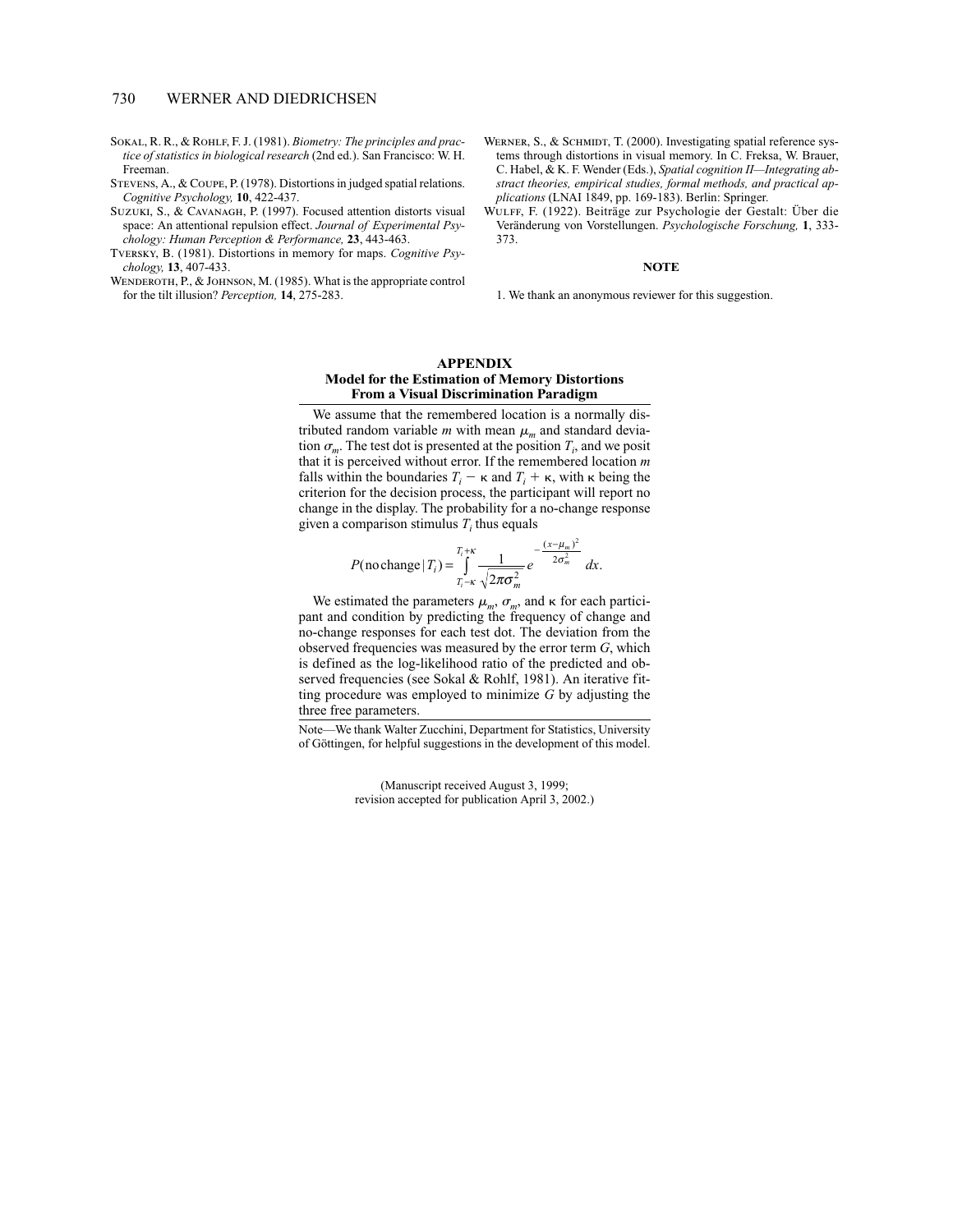Sokal, R. R., & Rohlf, F. J. (1981). *Biometry: The principles and practice of statistics in biological research* (2nd ed.). San Francisco: W. H. Freeman.

Stevens, A., & Coupe, P. (1978). Distortions in judged spatial relations. *Cognitive Psychology,* **10**, 422-437.

Suzuki, S., & Cavanagh, P. (1997). Focused attention distorts visual space: An attentional repulsion effect. *Journal of Experimental Psychology: Human Perception & Performance,* **23**, 443-463.

Tversky, B. (1981). Distortions in memory for maps. *Cognitive Psychology,* **13**, 407-433.

Wenderoth, P., & Johnson, M. (1985). What is the appropriate control for the tilt illusion? *Perception,* **14**, 275-283.

Werner, S., & Schmidt, T. (2000). Investigating spatial reference systems through distortions in visual memory. In C. Freksa, W. Brauer, C. Habel, & K. F. Wender (Eds.), *Spatial cognition II—Integrating abstract theories, empirical studies, formal methods, and practical applications* (LNAI 1849, pp. 169-183). Berlin: Springer.

Wulff, F. (1922). Beiträge zur Psychologie der Gestalt: Über die Veränderung von Vorstellungen. *Psychologische Forschung,* **1**, 333-373.

## NOTE

1. We thank an anonymous reviewer for this suggestion.

## APPENDIX
### Model for the Estimation of Memory Distortions From a Visual Discrimination Paradigm

We assume that the remembered location is a normally distributed random variable $m$ with mean $\mu_m$ and standard deviation $\sigma_m$. The test dot is presented at the position $T_i$, and we posit that it is perceived without error. If the remembered location $m$ falls within the boundaries $T_i - \kappa$ and $T_i + \kappa$, with $\kappa$ being the criterion for the decision process, the participant will report no change in the display. The probability for a no-change response given a comparison stimulus $T_i$ thus equals

$$P(\text{no change} \mid T_i) = \int_{T_i-\kappa}^{T_i+\kappa} \frac{1}{\sqrt{2\pi\sigma_m^2}} e^{-\frac{(x-\mu_m)^2}{2\sigma_m^2}} \, dx.$$

We estimated the parameters $\mu_m$, $\sigma_m$, and $\kappa$ for each participant and condition by predicting the frequency of change and no-change responses for each test dot. The deviation from the observed frequencies was measured by the error term $G$, which is defined as the log-likelihood ratio of the predicted and observed frequencies (see Sokal & Rohlf, 1981). An iterative fitting procedure was employed to minimize $G$ by adjusting the three free parameters.

Note—We thank Walter Zucchini, Department for Statistics, University of Göttingen, for helpful suggestions in the development of this model.

(Manuscript received August 3, 1999;
revision accepted for publication April 3, 2002.)